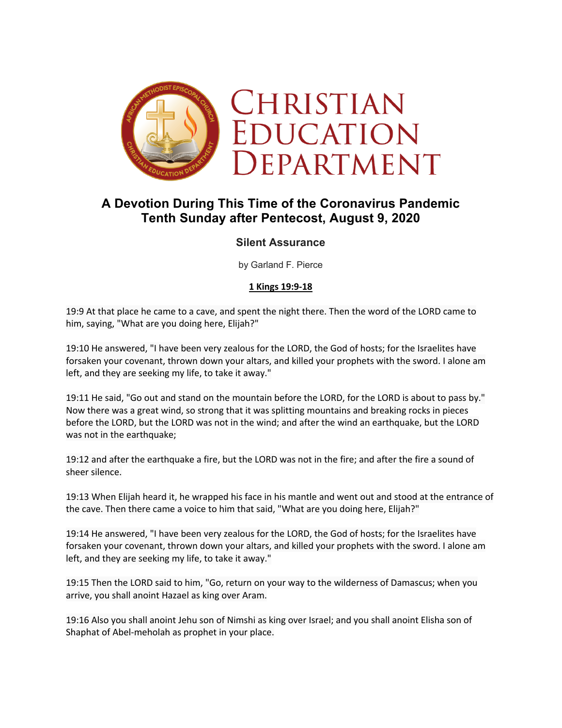# Christian Education Department

## A Devotion During This Time of the Coronavirus Pandemic
## Tenth Sunday after Pentecost, August 9, 2020

### Silent Assurance

by Garland F. Pierce

**1 Kings 19:9-18**

19:9 At that place he came to a cave, and spent the night there. Then the word of the LORD came to him, saying, "What are you doing here, Elijah?"

19:10 He answered, "I have been very zealous for the LORD, the God of hosts; for the Israelites have forsaken your covenant, thrown down your altars, and killed your prophets with the sword. I alone am left, and they are seeking my life, to take it away."

19:11 He said, "Go out and stand on the mountain before the LORD, for the LORD is about to pass by." Now there was a great wind, so strong that it was splitting mountains and breaking rocks in pieces before the LORD, but the LORD was not in the wind; and after the wind an earthquake, but the LORD was not in the earthquake;

19:12 and after the earthquake a fire, but the LORD was not in the fire; and after the fire a sound of sheer silence.

19:13 When Elijah heard it, he wrapped his face in his mantle and went out and stood at the entrance of the cave. Then there came a voice to him that said, "What are you doing here, Elijah?"

19:14 He answered, "I have been very zealous for the LORD, the God of hosts; for the Israelites have forsaken your covenant, thrown down your altars, and killed your prophets with the sword. I alone am left, and they are seeking my life, to take it away."

19:15 Then the LORD said to him, "Go, return on your way to the wilderness of Damascus; when you arrive, you shall anoint Hazael as king over Aram.

19:16 Also you shall anoint Jehu son of Nimshi as king over Israel; and you shall anoint Elisha son of Shaphat of Abel-meholah as prophet in your place.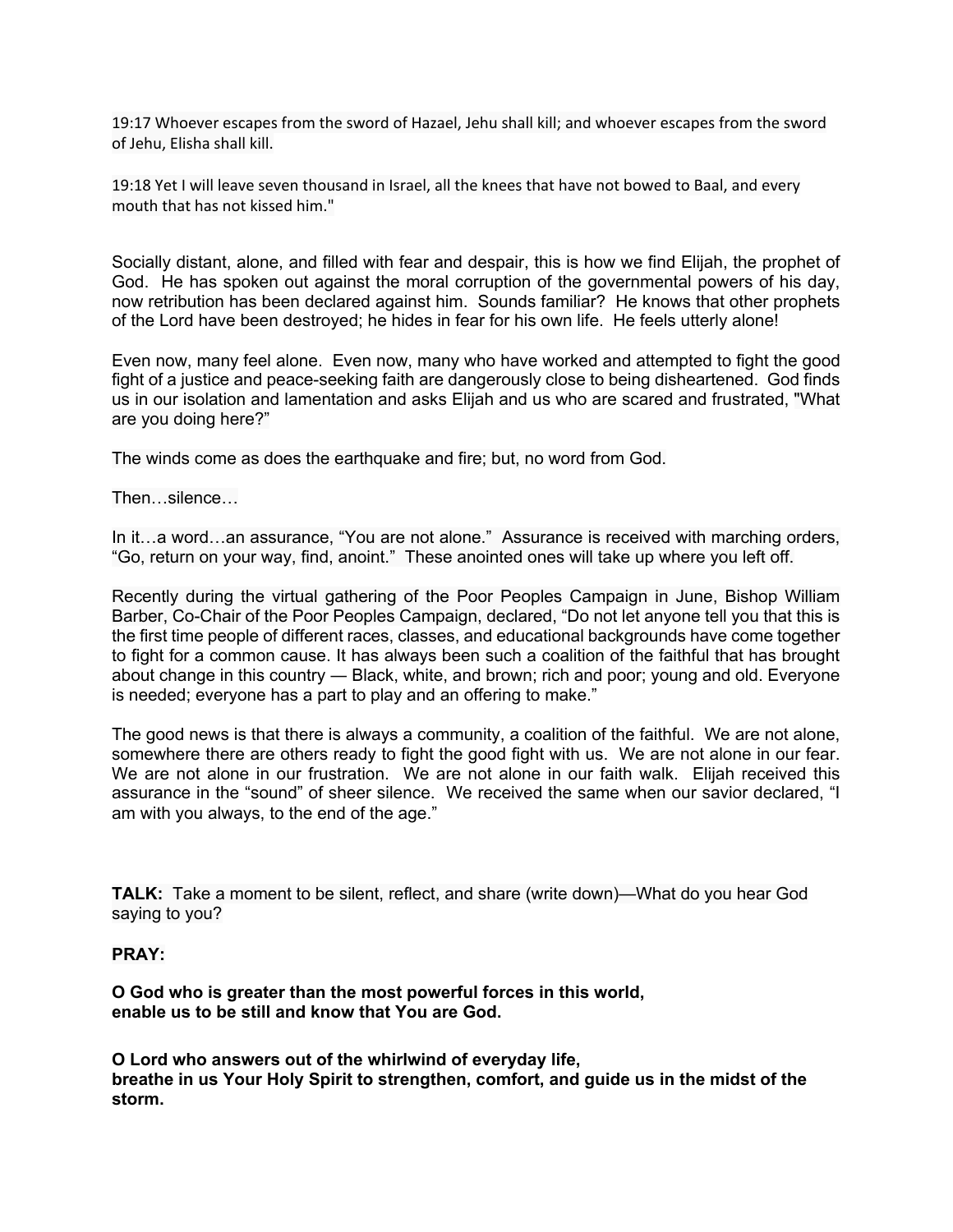19:17 Whoever escapes from the sword of Hazael, Jehu shall kill; and whoever escapes from the sword of Jehu, Elisha shall kill.

19:18 Yet I will leave seven thousand in Israel, all the knees that have not bowed to Baal, and every mouth that has not kissed him."

Socially distant, alone, and filled with fear and despair, this is how we find Elijah, the prophet of God. He has spoken out against the moral corruption of the governmental powers of his day, now retribution has been declared against him. Sounds familiar? He knows that other prophets of the Lord have been destroyed; he hides in fear for his own life. He feels utterly alone!

Even now, many feel alone. Even now, many who have worked and attempted to fight the good fight of a justice and peace-seeking faith are dangerously close to being disheartened. God finds us in our isolation and lamentation and asks Elijah and us who are scared and frustrated, "What are you doing here?"

The winds come as does the earthquake and fire; but, no word from God.

Then…silence…

In it…a word…an assurance, "You are not alone." Assurance is received with marching orders, "Go, return on your way, find, anoint." These anointed ones will take up where you left off.

Recently during the virtual gathering of the Poor Peoples Campaign in June, Bishop William Barber, Co-Chair of the Poor Peoples Campaign, declared, "Do not let anyone tell you that this is the first time people of different races, classes, and educational backgrounds have come together to fight for a common cause. It has always been such a coalition of the faithful that has brought about change in this country — Black, white, and brown; rich and poor; young and old. Everyone is needed; everyone has a part to play and an offering to make."

The good news is that there is always a community, a coalition of the faithful. We are not alone, somewhere there are others ready to fight the good fight with us. We are not alone in our fear. We are not alone in our frustration. We are not alone in our faith walk. Elijah received this assurance in the "sound" of sheer silence. We received the same when our savior declared, "I am with you always, to the end of the age."

**TALK:** Take a moment to be silent, reflect, and share (write down)—What do you hear God saying to you?

**PRAY:**

**O God who is greater than the most powerful forces in this world,**
**enable us to be still and know that You are God.**

**O Lord who answers out of the whirlwind of everyday life,**
**breathe in us Your Holy Spirit to strengthen, comfort, and guide us in the midst of the storm.**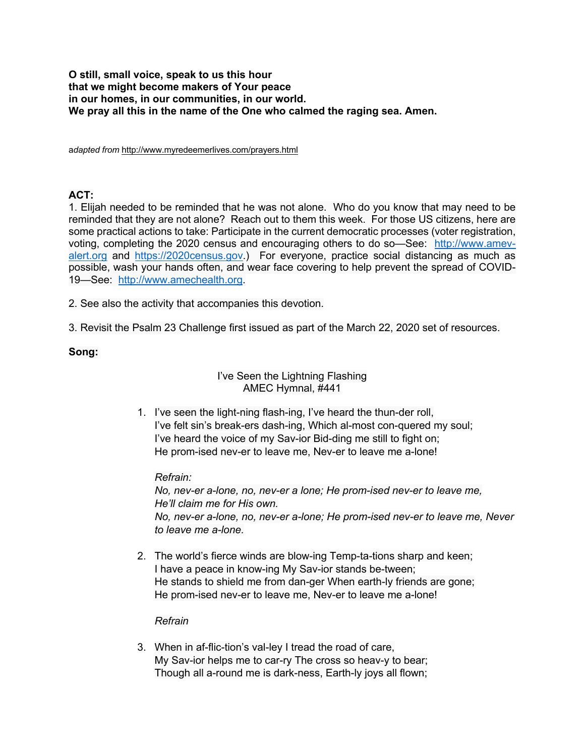**O still, small voice, speak to us this hour**
**that we might become makers of Your peace**
**in our homes, in our communities, in our world.**
**We pray all this in the name of the One who calmed the raging sea. Amen.**

a*dapted from* http://www.myredeemerlives.com/prayers.html

**ACT:**

1. Elijah needed to be reminded that he was not alone. Who do you know that may need to be reminded that they are not alone? Reach out to them this week. For those US citizens, here are some practical actions to take: Participate in the current democratic processes (voter registration, voting, completing the 2020 census and encouraging others to do so—See: http://www.amev-alert.org and https://2020census.gov.) For everyone, practice social distancing as much as possible, wash your hands often, and wear face covering to help prevent the spread of COVID-19—See: http://www.amechealth.org.

2. See also the activity that accompanies this devotion.

3. Revisit the Psalm 23 Challenge first issued as part of the March 22, 2020 set of resources.

**Song:**

I've Seen the Lightning Flashing
AMEC Hymnal, #441

1. I've seen the light-ning flash-ing, I've heard the thun-der roll,
   I've felt sin's break-ers dash-ing, Which al-most con-quered my soul;
   I've heard the voice of my Sav-ior Bid-ding me still to fight on;
   He prom-ised nev-er to leave me, Nev-er to leave me a-lone!

   *Refrain:*
   *No, nev-er a-lone, no, nev-er a lone; He prom-ised nev-er to leave me,*
   *He'll claim me for His own.*
   *No, nev-er a-lone, no, nev-er a-lone; He prom-ised nev-er to leave me, Never to leave me a-lone.*

2. The world's fierce winds are blow-ing Temp-ta-tions sharp and keen;
   I have a peace in know-ing My Sav-ior stands be-tween;
   He stands to shield me from dan-ger When earth-ly friends are gone;
   He prom-ised nev-er to leave me, Nev-er to leave me a-lone!

   *Refrain*

3. When in af-flic-tion's val-ley I tread the road of care,
   My Sav-ior helps me to car-ry The cross so heav-y to bear;
   Though all a-round me is dark-ness, Earth-ly joys all flown;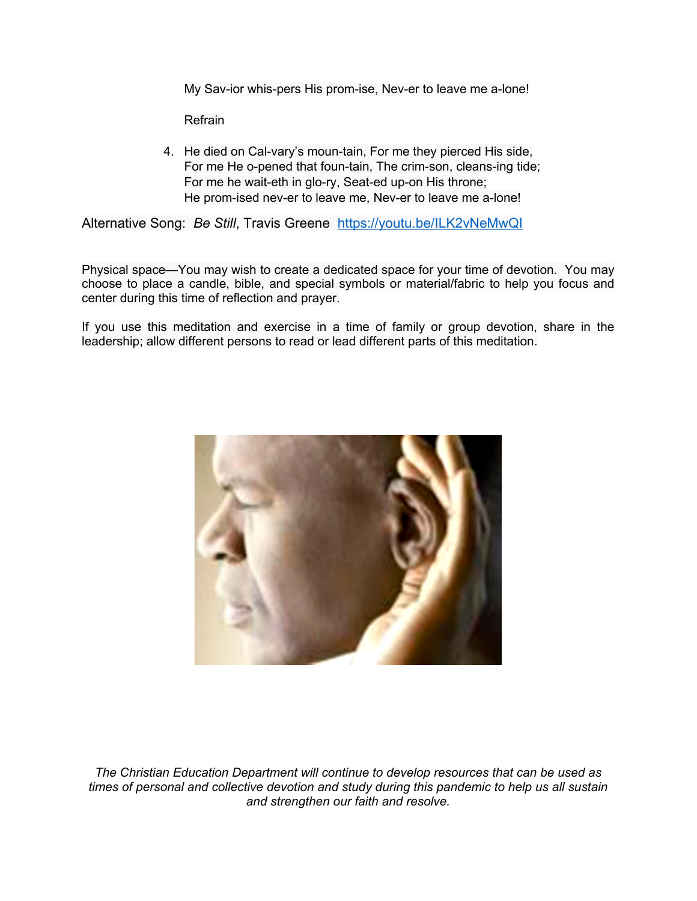My Sav-ior whis-pers His prom-ise, Nev-er to leave me a-lone!

Refrain

4. He died on Cal-vary's moun-tain, For me they pierced His side,  
For me He o-pened that foun-tain, The crim-son, cleans-ing tide;  
For me he wait-eth in glo-ry, Seat-ed up-on His throne;  
He prom-ised nev-er to leave me, Nev-er to leave me a-lone!

Alternative Song: *Be Still*, Travis Greene https://youtu.be/ILK2vNeMwQI

Physical space—You may wish to create a dedicated space for your time of devotion. You may choose to place a candle, bible, and special symbols or material/fabric to help you focus and center during this time of reflection and prayer.

If you use this meditation and exercise in a time of family or group devotion, share in the leadership; allow different persons to read or lead different parts of this meditation.

*The Christian Education Department will continue to develop resources that can be used as times of personal and collective devotion and study during this pandemic to help us all sustain and strengthen our faith and resolve.*